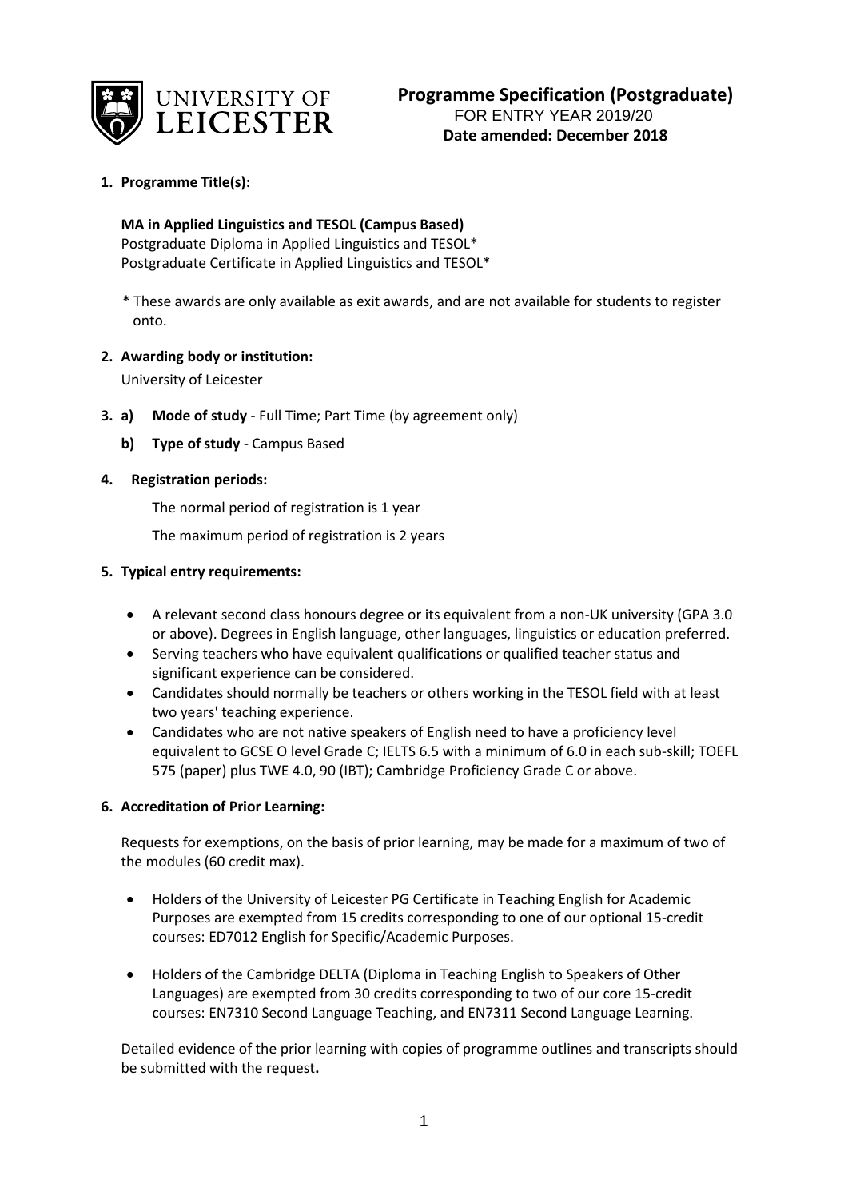# Programme Specification (Postgraduate)

FOR ENTRY YEAR 2019/20

**Date amended: December 2018**

## 1. Programme Title(s):

**MA in Applied Linguistics and TESOL (Campus Based)**
Postgraduate Diploma in Applied Linguistics and TESOL*
Postgraduate Certificate in Applied Linguistics and TESOL*

\* These awards are only available as exit awards, and are not available for students to register onto.

## 2. Awarding body or institution:

University of Leicester

## 3.

**a) Mode of study** - Full Time; Part Time (by agreement only)

**b) Type of study** - Campus Based

## 4. Registration periods:

The normal period of registration is 1 year

The maximum period of registration is 2 years

## 5. Typical entry requirements:

- A relevant second class honours degree or its equivalent from a non-UK university (GPA 3.0 or above). Degrees in English language, other languages, linguistics or education preferred.
- Serving teachers who have equivalent qualifications or qualified teacher status and significant experience can be considered.
- Candidates should normally be teachers or others working in the TESOL field with at least two years' teaching experience.
- Candidates who are not native speakers of English need to have a proficiency level equivalent to GCSE O level Grade C; IELTS 6.5 with a minimum of 6.0 in each sub-skill; TOEFL 575 (paper) plus TWE 4.0, 90 (IBT); Cambridge Proficiency Grade C or above.

## 6. Accreditation of Prior Learning:

Requests for exemptions, on the basis of prior learning, may be made for a maximum of two of the modules (60 credit max).

- Holders of the University of Leicester PG Certificate in Teaching English for Academic Purposes are exempted from 15 credits corresponding to one of our optional 15-credit courses: ED7012 English for Specific/Academic Purposes.
- Holders of the Cambridge DELTA (Diploma in Teaching English to Speakers of Other Languages) are exempted from 30 credits corresponding to two of our core 15-credit courses: EN7310 Second Language Teaching, and EN7311 Second Language Learning.

Detailed evidence of the prior learning with copies of programme outlines and transcripts should be submitted with the request**.**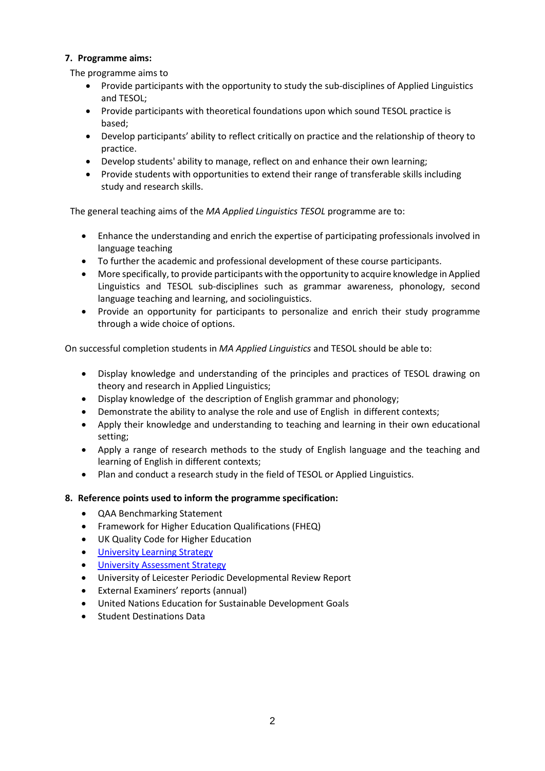**7. Programme aims:**

The programme aims to

- Provide participants with the opportunity to study the sub-disciplines of Applied Linguistics and TESOL;
- Provide participants with theoretical foundations upon which sound TESOL practice is based;
- Develop participants' ability to reflect critically on practice and the relationship of theory to practice.
- Develop students' ability to manage, reflect on and enhance their own learning;
- Provide students with opportunities to extend their range of transferable skills including study and research skills.

The general teaching aims of the *MA Applied Linguistics TESOL* programme are to:

- Enhance the understanding and enrich the expertise of participating professionals involved in language teaching
- To further the academic and professional development of these course participants.
- More specifically, to provide participants with the opportunity to acquire knowledge in Applied Linguistics and TESOL sub-disciplines such as grammar awareness, phonology, second language teaching and learning, and sociolinguistics.
- Provide an opportunity for participants to personalize and enrich their study programme through a wide choice of options.

On successful completion students in *MA Applied Linguistics* and TESOL should be able to:

- Display knowledge and understanding of the principles and practices of TESOL drawing on theory and research in Applied Linguistics;
- Display knowledge of the description of English grammar and phonology;
- Demonstrate the ability to analyse the role and use of English in different contexts;
- Apply their knowledge and understanding to teaching and learning in their own educational setting;
- Apply a range of research methods to the study of English language and the teaching and learning of English in different contexts;
- Plan and conduct a research study in the field of TESOL or Applied Linguistics.

**8. Reference points used to inform the programme specification:**

- QAA Benchmarking Statement
- Framework for Higher Education Qualifications (FHEQ)
- UK Quality Code for Higher Education
- [University Learning Strategy]
- [University Assessment Strategy]
- University of Leicester Periodic Developmental Review Report
- External Examiners' reports (annual)
- United Nations Education for Sustainable Development Goals
- Student Destinations Data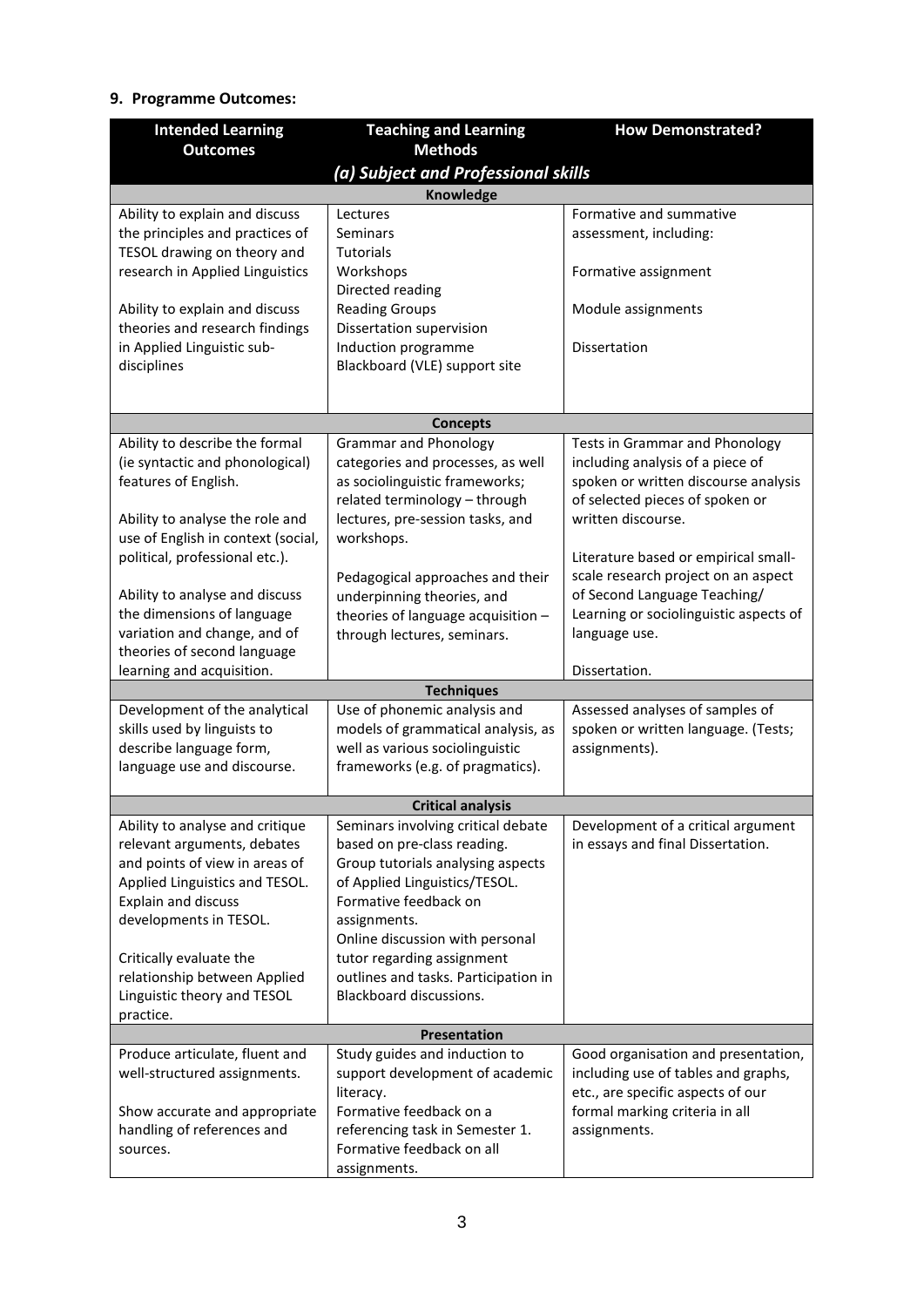## 9. Programme Outcomes:

| Intended Learning Outcomes | Teaching and Learning Methods | How Demonstrated? |
|---|---|---|
| ***(a) Subject and Professional skills*** | | |
| **Knowledge** | | |
| Ability to explain and discuss the principles and practices of TESOL drawing on theory and research in Applied Linguistics<br><br>Ability to explain and discuss theories and research findings in Applied Linguistic sub-disciplines | Lectures<br>Seminars<br>Tutorials<br>Workshops<br>Directed reading<br>Reading Groups<br>Dissertation supervision<br>Induction programme<br>Blackboard (VLE) support site | Formative and summative assessment, including:<br><br>Formative assignment<br><br>Module assignments<br><br>Dissertation |
| **Concepts** | | |
| Ability to describe the formal (ie syntactic and phonological) features of English.<br><br>Ability to analyse the role and use of English in context (social, political, professional etc.).<br><br>Ability to analyse and discuss the dimensions of language variation and change, and of theories of second language learning and acquisition. | Grammar and Phonology categories and processes, as well as sociolinguistic frameworks; related terminology – through lectures, pre-session tasks, and workshops.<br><br>Pedagogical approaches and their underpinning theories, and theories of language acquisition – through lectures, seminars. | Tests in Grammar and Phonology including analysis of a piece of spoken or written discourse analysis of selected pieces of spoken or written discourse.<br><br>Literature based or empirical small-scale research project on an aspect of Second Language Teaching/ Learning or sociolinguistic aspects of language use.<br><br>Dissertation. |
| **Techniques** | | |
| Development of the analytical skills used by linguists to describe language form, language use and discourse. | Use of phonemic analysis and models of grammatical analysis, as well as various sociolinguistic frameworks (e.g. of pragmatics). | Assessed analyses of samples of spoken or written language. (Tests; assignments). |
| **Critical analysis** | | |
| Ability to analyse and critique relevant arguments, debates and points of view in areas of Applied Linguistics and TESOL. Explain and discuss developments in TESOL.<br><br>Critically evaluate the relationship between Applied Linguistic theory and TESOL practice. | Seminars involving critical debate based on pre-class reading.<br>Group tutorials analysing aspects of Applied Linguistics/TESOL.<br>Formative feedback on assignments.<br>Online discussion with personal tutor regarding assignment outlines and tasks. Participation in Blackboard discussions. | Development of a critical argument in essays and final Dissertation. |
| **Presentation** | | |
| Produce articulate, fluent and well-structured assignments.<br><br>Show accurate and appropriate handling of references and sources. | Study guides and induction to support development of academic literacy.<br>Formative feedback on a referencing task in Semester 1.<br>Formative feedback on all assignments. | Good organisation and presentation, including use of tables and graphs, etc., are specific aspects of our formal marking criteria in all assignments. |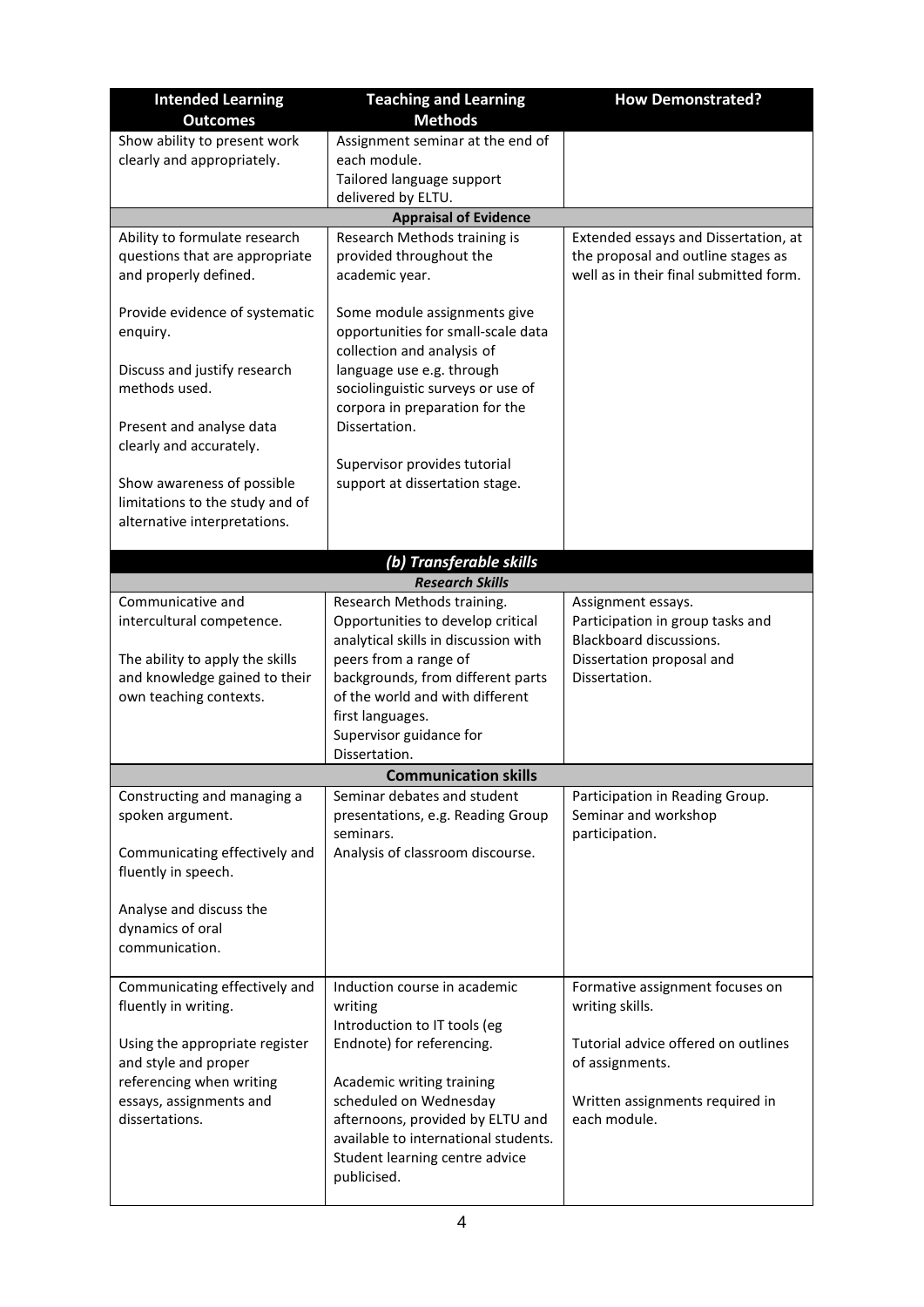| Intended Learning Outcomes | Teaching and Learning Methods | How Demonstrated? |
| --- | --- | --- |
| Show ability to present work clearly and appropriately. | Assignment seminar at the end of each module.<br>Tailored language support delivered by ELTU. | |
| **Appraisal of Evidence** | | |
| Ability to formulate research questions that are appropriate and properly defined.<br><br>Provide evidence of systematic enquiry.<br><br>Discuss and justify research methods used.<br><br>Present and analyse data clearly and accurately.<br><br>Show awareness of possible limitations to the study and of alternative interpretations. | Research Methods training is provided throughout the academic year.<br><br>Some module assignments give opportunities for small-scale data collection and analysis of language use e.g. through sociolinguistic surveys or use of corpora in preparation for the Dissertation.<br><br>Supervisor provides tutorial support at dissertation stage. | Extended essays and Dissertation, at the proposal and outline stages as well as in their final submitted form. |
| ***(b) Transferable skills*** | | |
| ***Research Skills*** | | |
| Communicative and intercultural competence.<br><br>The ability to apply the skills and knowledge gained to their own teaching contexts. | Research Methods training.<br>Opportunities to develop critical analytical skills in discussion with peers from a range of backgrounds, from different parts of the world and with different first languages.<br>Supervisor guidance for Dissertation. | Assignment essays.<br>Participation in group tasks and Blackboard discussions.<br>Dissertation proposal and Dissertation. |
| **Communication skills** | | |
| Constructing and managing a spoken argument.<br><br>Communicating effectively and fluently in speech.<br><br>Analyse and discuss the dynamics of oral communication. | Seminar debates and student presentations, e.g. Reading Group seminars.<br>Analysis of classroom discourse. | Participation in Reading Group.<br>Seminar and workshop participation. |
| Communicating effectively and fluently in writing.<br><br>Using the appropriate register and style and proper referencing when writing essays, assignments and dissertations. | Induction course in academic writing<br>Introduction to IT tools (eg Endnote) for referencing.<br><br>Academic writing training scheduled on Wednesday afternoons, provided by ELTU and available to international students.<br>Student learning centre advice publicised. | Formative assignment focuses on writing skills.<br><br>Tutorial advice offered on outlines of assignments.<br><br>Written assignments required in each module. |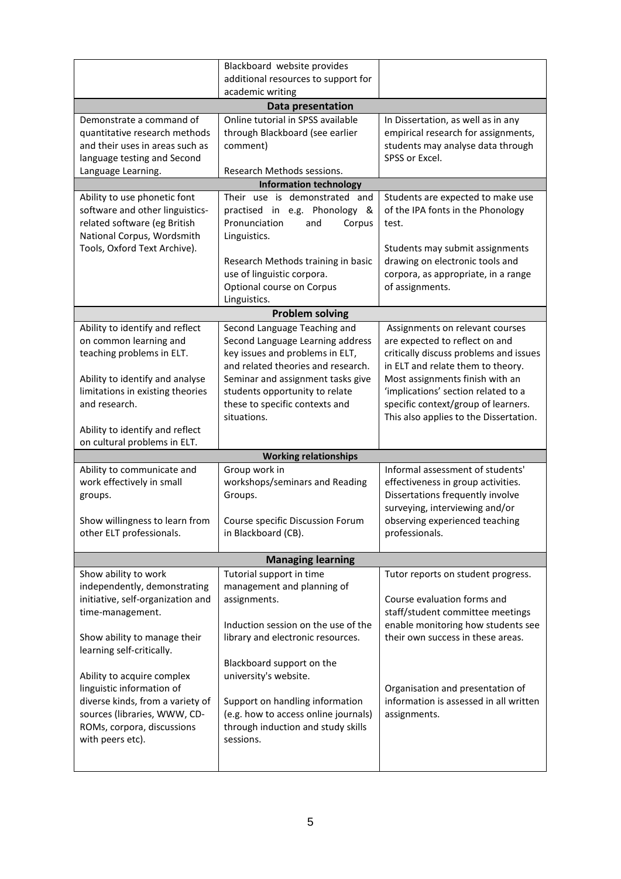| | | |
|---|---|---|
| | Blackboard website provides additional resources to support for academic writing | |
| **Data presentation** | | |
| Demonstrate a command of quantitative research methods and their uses in areas such as language testing and Second Language Learning. | Online tutorial in SPSS available through Blackboard (see earlier comment)<br><br>Research Methods sessions. | In Dissertation, as well as in any empirical research for assignments, students may analyse data through SPSS or Excel. |
| **Information technology** | | |
| Ability to use phonetic font software and other linguistics-related software (eg British National Corpus, Wordsmith Tools, Oxford Text Archive). | Their use is demonstrated and practised in e.g. Phonology & Pronunciation and Corpus Linguistics.<br><br>Research Methods training in basic use of linguistic corpora.<br>Optional course on Corpus Linguistics. | Students are expected to make use of the IPA fonts in the Phonology test.<br><br>Students may submit assignments drawing on electronic tools and corpora, as appropriate, in a range of assignments. |
| **Problem solving** | | |
| Ability to identify and reflect on common learning and teaching problems in ELT.<br><br>Ability to identify and analyse limitations in existing theories and research.<br><br>Ability to identify and reflect on cultural problems in ELT. | Second Language Teaching and Second Language Learning address key issues and problems in ELT, and related theories and research. Seminar and assignment tasks give students opportunity to relate these to specific contexts and situations. | Assignments on relevant courses are expected to reflect on and critically discuss problems and issues in ELT and relate them to theory. Most assignments finish with an 'implications' section related to a specific context/group of learners. This also applies to the Dissertation. |
| **Working relationships** | | |
| Ability to communicate and work effectively in small groups.<br><br>Show willingness to learn from other ELT professionals. | Group work in workshops/seminars and Reading Groups.<br><br>Course specific Discussion Forum in Blackboard (CB). | Informal assessment of students' effectiveness in group activities. Dissertations frequently involve surveying, interviewing and/or observing experienced teaching professionals. |
| **Managing learning** | | |
| Show ability to work independently, demonstrating initiative, self-organization and time-management.<br><br>Show ability to manage their learning self-critically.<br><br>Ability to acquire complex linguistic information of diverse kinds, from a variety of sources (libraries, WWW, CD-ROMs, corpora, discussions with peers etc). | Tutorial support in time management and planning of assignments.<br><br>Induction session on the use of the library and electronic resources.<br><br>Blackboard support on the university's website.<br><br>Support on handling information (e.g. how to access online journals) through induction and study skills sessions. | Tutor reports on student progress.<br><br>Course evaluation forms and staff/student committee meetings enable monitoring how students see their own success in these areas.<br><br>Organisation and presentation of information is assessed in all written assignments. |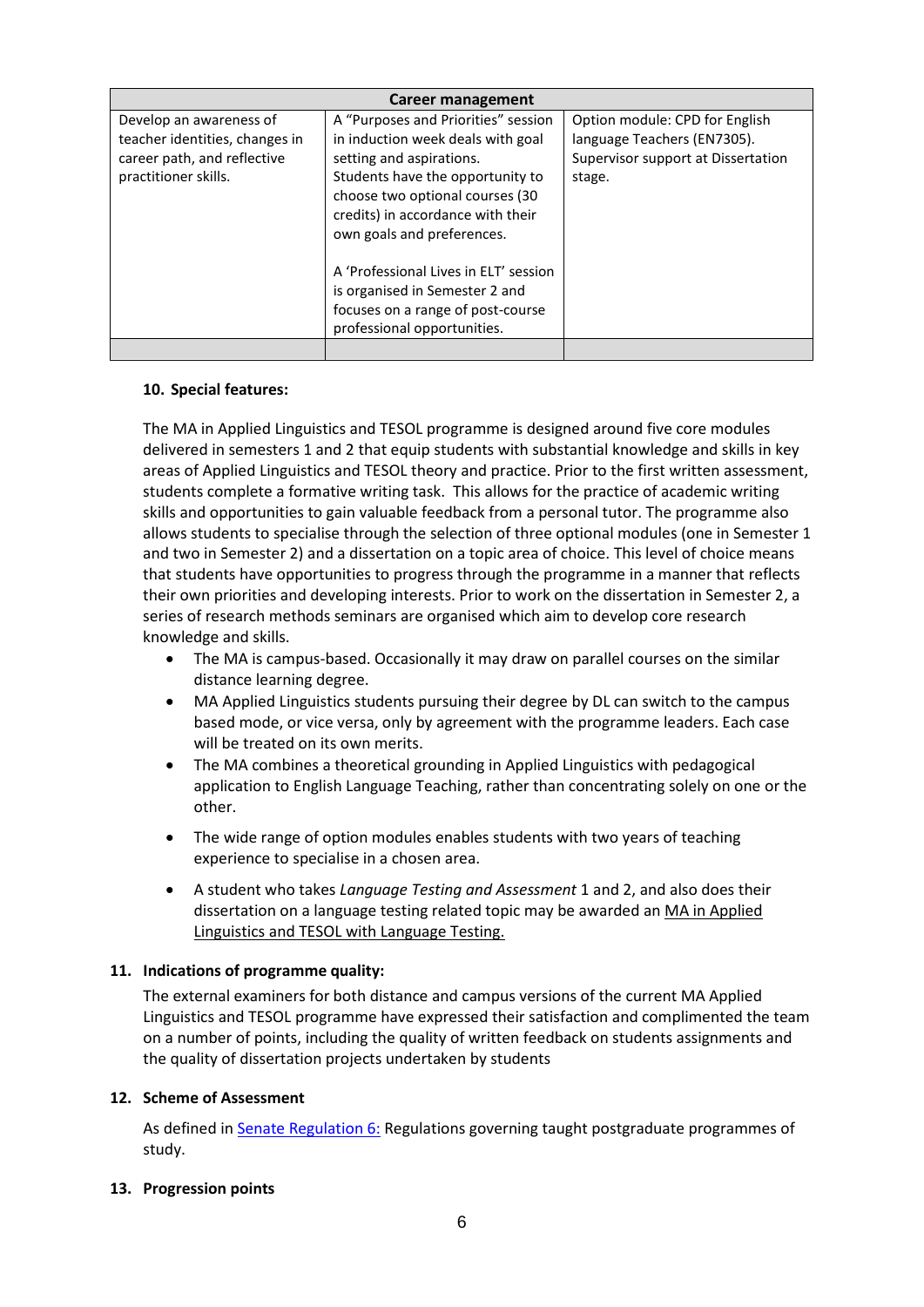| Career management | | |
|---|---|---|
| Develop an awareness of teacher identities, changes in career path, and reflective practitioner skills. | A "Purposes and Priorities" session in induction week deals with goal setting and aspirations. Students have the opportunity to choose two optional courses (30 credits) in accordance with their own goals and preferences.<br><br>A 'Professional Lives in ELT' session is organised in Semester 2 and focuses on a range of post-course professional opportunities. | Option module: CPD for English language Teachers (EN7305). Supervisor support at Dissertation stage. |
| | | |

## 10. Special features:

The MA in Applied Linguistics and TESOL programme is designed around five core modules delivered in semesters 1 and 2 that equip students with substantial knowledge and skills in key areas of Applied Linguistics and TESOL theory and practice. Prior to the first written assessment, students complete a formative writing task. This allows for the practice of academic writing skills and opportunities to gain valuable feedback from a personal tutor. The programme also allows students to specialise through the selection of three optional modules (one in Semester 1 and two in Semester 2) and a dissertation on a topic area of choice. This level of choice means that students have opportunities to progress through the programme in a manner that reflects their own priorities and developing interests. Prior to work on the dissertation in Semester 2, a series of research methods seminars are organised which aim to develop core research knowledge and skills.

- The MA is campus-based. Occasionally it may draw on parallel courses on the similar distance learning degree.
- MA Applied Linguistics students pursuing their degree by DL can switch to the campus based mode, or vice versa, only by agreement with the programme leaders. Each case will be treated on its own merits.
- The MA combines a theoretical grounding in Applied Linguistics with pedagogical application to English Language Teaching, rather than concentrating solely on one or the other.
- The wide range of option modules enables students with two years of teaching experience to specialise in a chosen area.
- A student who takes *Language Testing and Assessment* 1 and 2, and also does their dissertation on a language testing related topic may be awarded an MA in Applied Linguistics and TESOL with Language Testing.

## 11. Indications of programme quality:

The external examiners for both distance and campus versions of the current MA Applied Linguistics and TESOL programme have expressed their satisfaction and complimented the team on a number of points, including the quality of written feedback on students assignments and the quality of dissertation projects undertaken by students

## 12. Scheme of Assessment

As defined in Senate Regulation 6: Regulations governing taught postgraduate programmes of study.

## 13. Progression points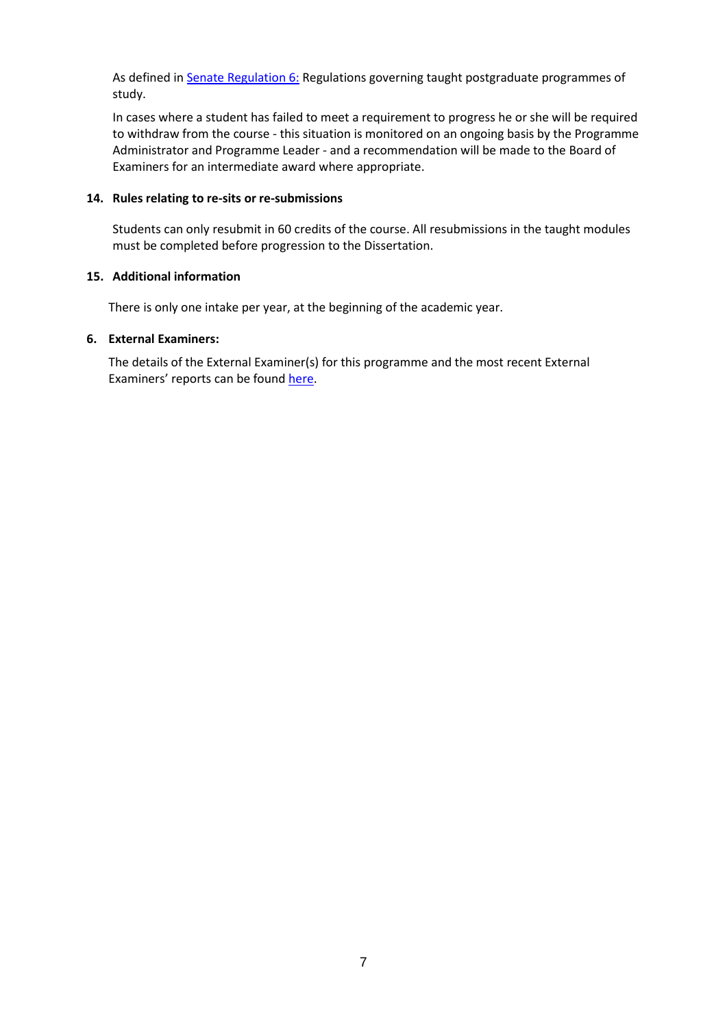As defined in [Senate Regulation 6:](#) Regulations governing taught postgraduate programmes of study.

In cases where a student has failed to meet a requirement to progress he or she will be required to withdraw from the course - this situation is monitored on an ongoing basis by the Programme Administrator and Programme Leader - and a recommendation will be made to the Board of Examiners for an intermediate award where appropriate.

### 14. Rules relating to re-sits or re-submissions

Students can only resubmit in 60 credits of the course. All resubmissions in the taught modules must be completed before progression to the Dissertation.

### 15. Additional information

There is only one intake per year, at the beginning of the academic year.

### 6. External Examiners:

The details of the External Examiner(s) for this programme and the most recent External Examiners' reports can be found [here](#).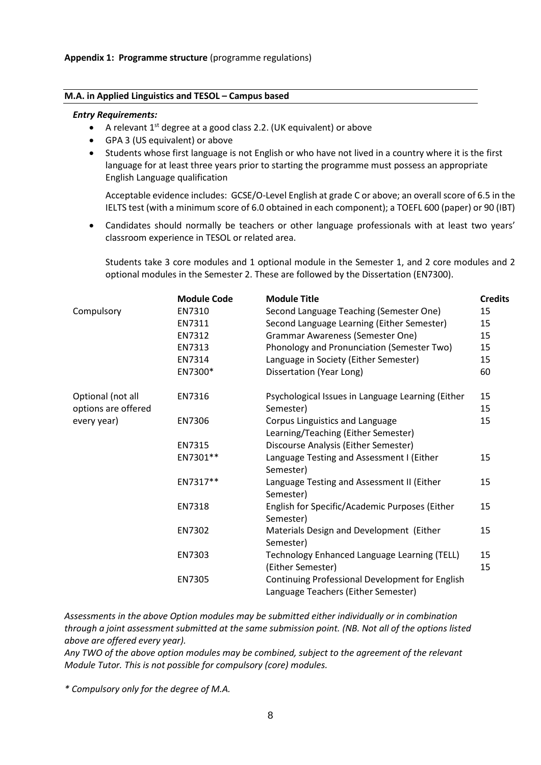**Appendix 1: Programme structure** (programme regulations)

**M.A. in Applied Linguistics and TESOL – Campus based**

***Entry Requirements:***

- A relevant 1st degree at a good class 2.2. (UK equivalent) or above
- GPA 3 (US equivalent) or above
- Students whose first language is not English or who have not lived in a country where it is the first language for at least three years prior to starting the programme must possess an appropriate English Language qualification

  Acceptable evidence includes: GCSE/O-Level English at grade C or above; an overall score of 6.5 in the IELTS test (with a minimum score of 6.0 obtained in each component); a TOEFL 600 (paper) or 90 (IBT)

- Candidates should normally be teachers or other language professionals with at least two years' classroom experience in TESOL or related area.

  Students take 3 core modules and 1 optional module in the Semester 1, and 2 core modules and 2 optional modules in the Semester 2. These are followed by the Dissertation (EN7300).

| | **Module Code** | **Module Title** | **Credits** |
|---|---|---|---|
| Compulsory | EN7310 | Second Language Teaching (Semester One) | 15 |
| | EN7311 | Second Language Learning (Either Semester) | 15 |
| | EN7312 | Grammar Awareness (Semester One) | 15 |
| | EN7313 | Phonology and Pronunciation (Semester Two) | 15 |
| | EN7314 | Language in Society (Either Semester) | 15 |
| | EN7300* | Dissertation (Year Long) | 60 |
| Optional (not all options are offered every year) | EN7316 | Psychological Issues in Language Learning (Either Semester) | 15 15 |
| | EN7306 | Corpus Linguistics and Language Learning/Teaching (Either Semester) | 15 |
| | EN7315 | Discourse Analysis (Either Semester) | |
| | EN7301** | Language Testing and Assessment I (Either Semester) | 15 |
| | EN7317** | Language Testing and Assessment II (Either Semester) | 15 |
| | EN7318 | English for Specific/Academic Purposes (Either Semester) | 15 |
| | EN7302 | Materials Design and Development (Either Semester) | 15 |
| | EN7303 | Technology Enhanced Language Learning (TELL) (Either Semester) | 15 15 |
| | EN7305 | Continuing Professional Development for English Language Teachers (Either Semester) | |

*Assessments in the above Option modules may be submitted either individually or in combination through a joint assessment submitted at the same submission point. (NB. Not all of the options listed above are offered every year).*

*Any TWO of the above option modules may be combined, subject to the agreement of the relevant Module Tutor. This is not possible for compulsory (core) modules.*

*\* Compulsory only for the degree of M.A.*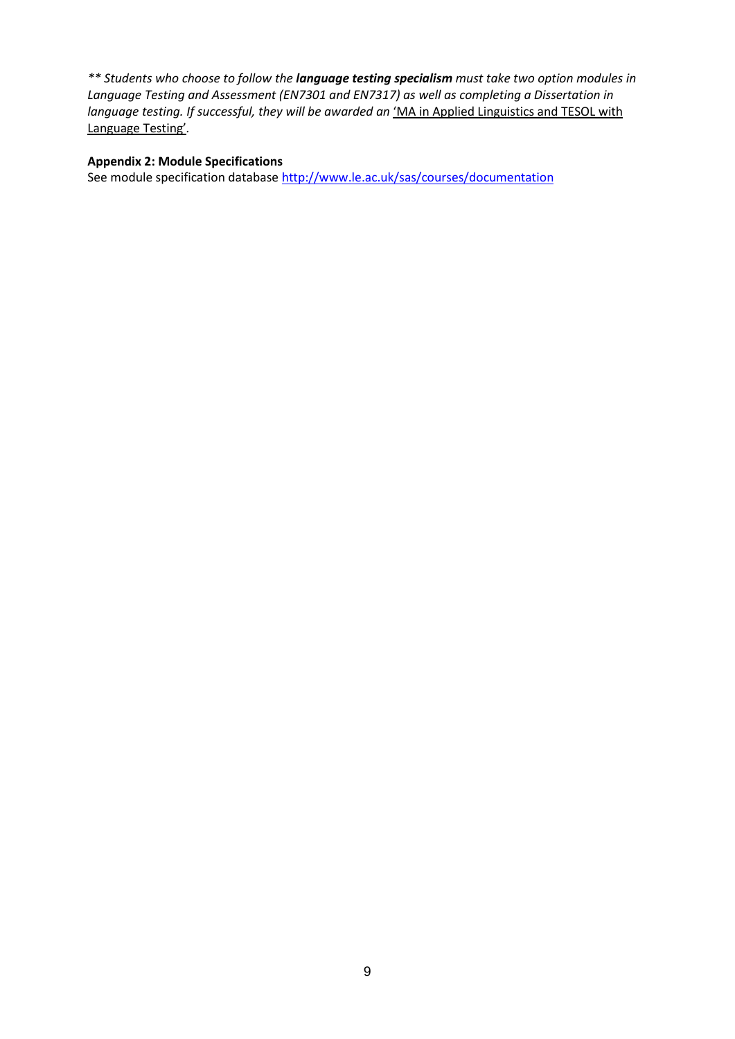*** Students who choose to follow the **language testing specialism** must take two option modules in Language Testing and Assessment (EN7301 and EN7317) as well as completing a Dissertation in language testing. If successful, they will be awarded an* 'MA in Applied Linguistics and TESOL with Language Testing'.

**Appendix 2: Module Specifications**

See module specification database http://www.le.ac.uk/sas/courses/documentation